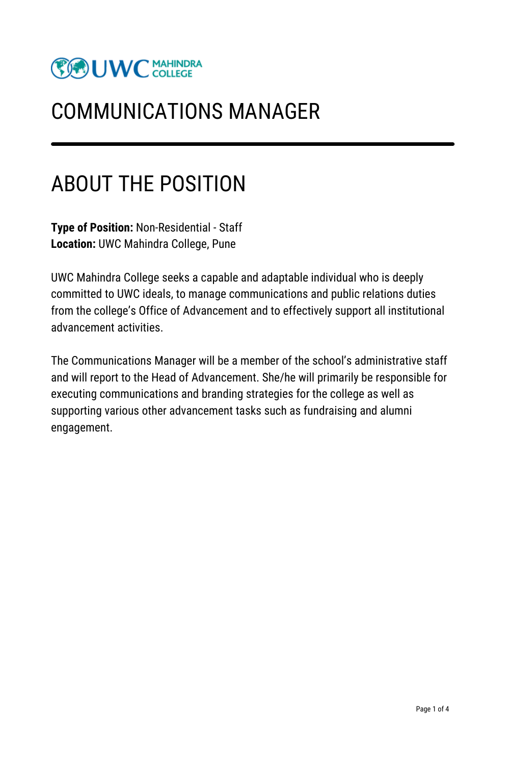# COMMUNICATIONS MANAGER

## ABOUT THE POSITION

**Type of Position:** Non-Residential - Staff
**Location:** UWC Mahindra College, Pune

UWC Mahindra College seeks a capable and adaptable individual who is deeply committed to UWC ideals, to manage communications and public relations duties from the college's Office of Advancement and to effectively support all institutional advancement activities.

The Communications Manager will be a member of the school's administrative staff and will report to the Head of Advancement. She/he will primarily be responsible for executing communications and branding strategies for the college as well as supporting various other advancement tasks such as fundraising and alumni engagement.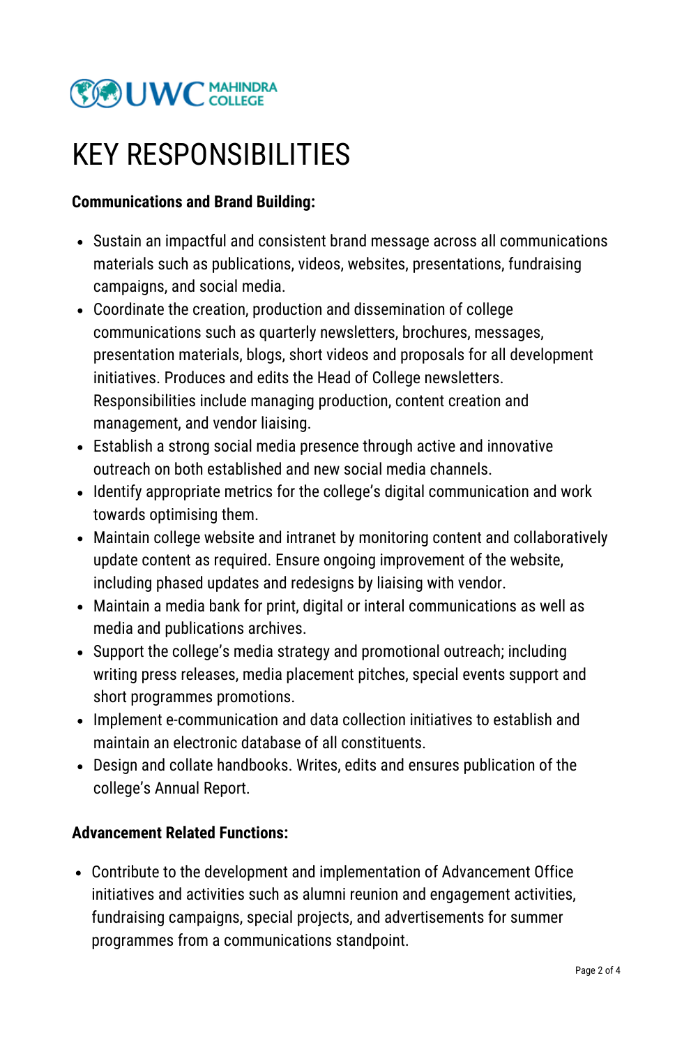# KEY RESPONSIBILITIES

**Communications and Brand Building:**

- Sustain an impactful and consistent brand message across all communications materials such as publications, videos, websites, presentations, fundraising campaigns, and social media.
- Coordinate the creation, production and dissemination of college communications such as quarterly newsletters, brochures, messages, presentation materials, blogs, short videos and proposals for all development initiatives. Produces and edits the Head of College newsletters. Responsibilities include managing production, content creation and management, and vendor liaising.
- Establish a strong social media presence through active and innovative outreach on both established and new social media channels.
- Identify appropriate metrics for the college's digital communication and work towards optimising them.
- Maintain college website and intranet by monitoring content and collaboratively update content as required. Ensure ongoing improvement of the website, including phased updates and redesigns by liaising with vendor.
- Maintain a media bank for print, digital or interal communications as well as media and publications archives.
- Support the college's media strategy and promotional outreach; including writing press releases, media placement pitches, special events support and short programmes promotions.
- Implement e-communication and data collection initiatives to establish and maintain an electronic database of all constituents.
- Design and collate handbooks. Writes, edits and ensures publication of the college's Annual Report.

**Advancement Related Functions:**

- Contribute to the development and implementation of Advancement Office initiatives and activities such as alumni reunion and engagement activities, fundraising campaigns, special projects, and advertisements for summer programmes from a communications standpoint.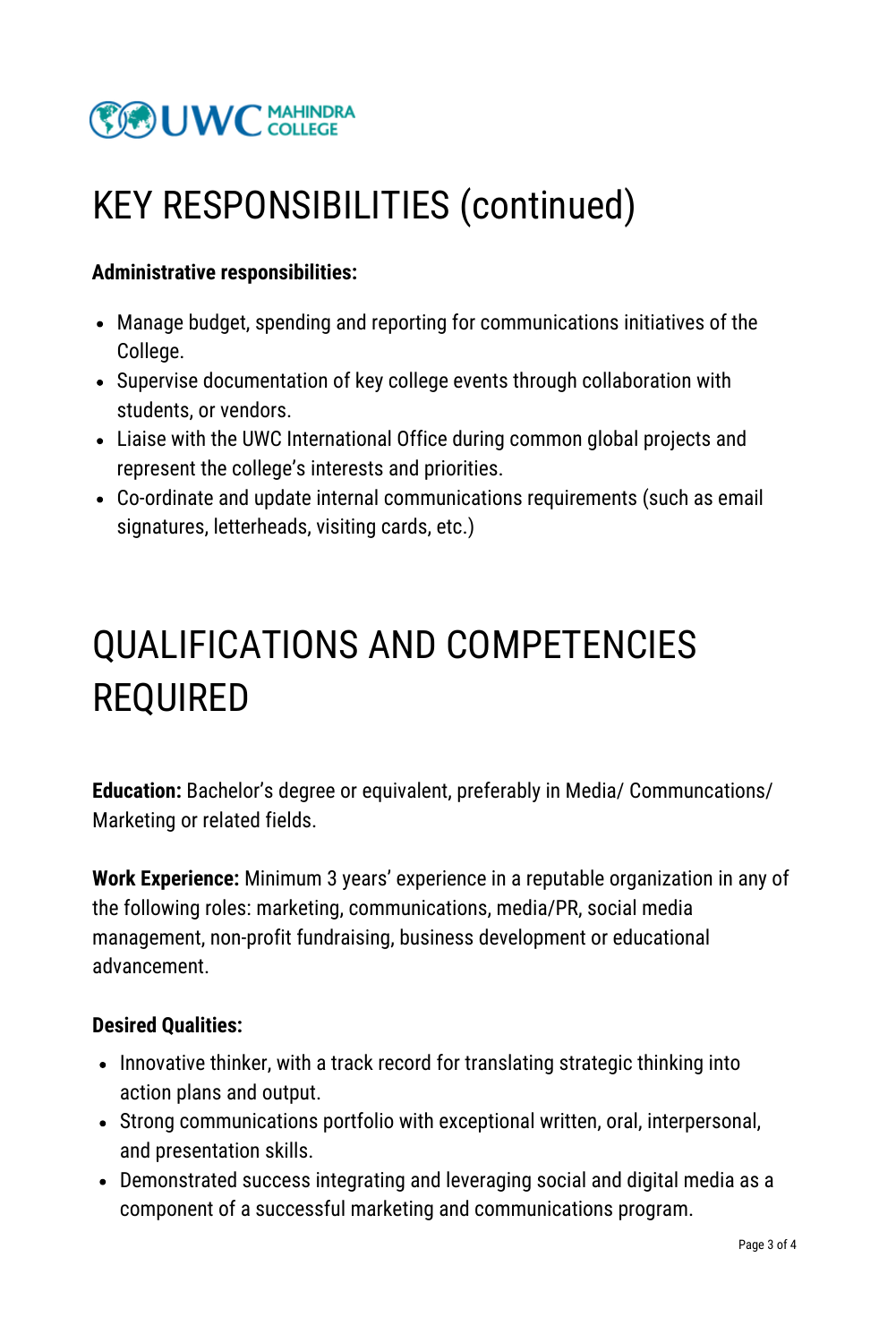# KEY RESPONSIBILITIES (continued)

**Administrative responsibilities:**

- Manage budget, spending and reporting for communications initiatives of the College.
- Supervise documentation of key college events through collaboration with students, or vendors.
- Liaise with the UWC International Office during common global projects and represent the college's interests and priorities.
- Co-ordinate and update internal communications requirements (such as email signatures, letterheads, visiting cards, etc.)

# QUALIFICATIONS AND COMPETENCIES REQUIRED

**Education:** Bachelor's degree or equivalent, preferably in Media/ Communcations/ Marketing or related fields.

**Work Experience:** Minimum 3 years' experience in a reputable organization in any of the following roles: marketing, communications, media/PR, social media management, non-profit fundraising, business development or educational advancement.

**Desired Qualities:**

- Innovative thinker, with a track record for translating strategic thinking into action plans and output.
- Strong communications portfolio with exceptional written, oral, interpersonal, and presentation skills.
- Demonstrated success integrating and leveraging social and digital media as a component of a successful marketing and communications program.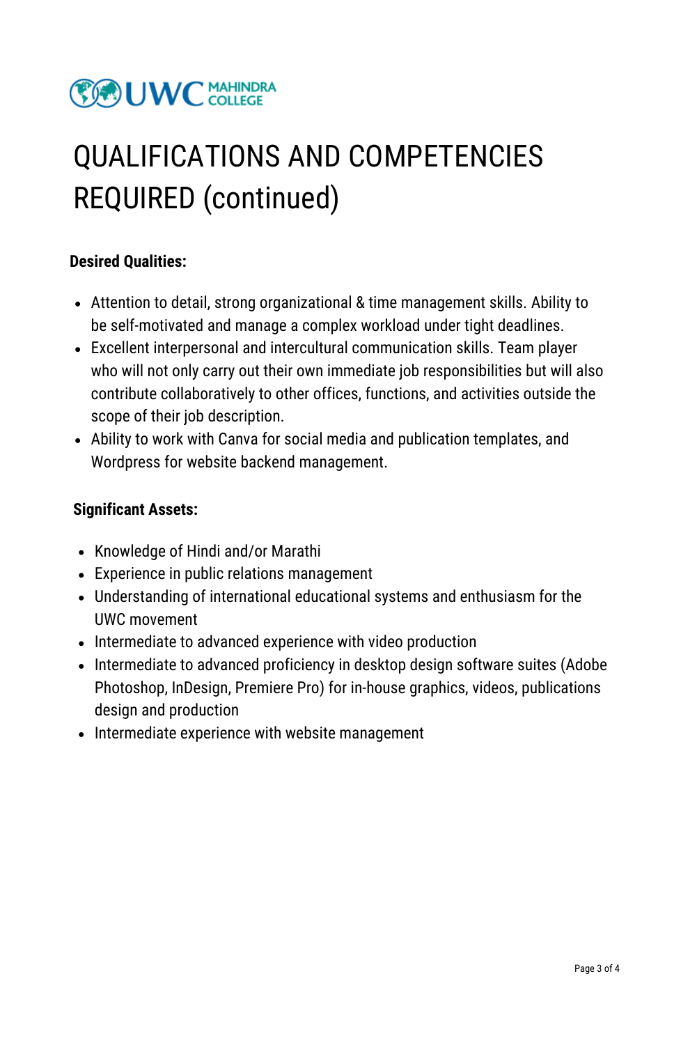# QUALIFICATIONS AND COMPETENCIES REQUIRED (continued)

**Desired Qualities:**

- Attention to detail, strong organizational & time management skills. Ability to be self-motivated and manage a complex workload under tight deadlines.
- Excellent interpersonal and intercultural communication skills. Team player who will not only carry out their own immediate job responsibilities but will also contribute collaboratively to other offices, functions, and activities outside the scope of their job description.
- Ability to work with Canva for social media and publication templates, and Wordpress for website backend management.

**Significant Assets:**

- Knowledge of Hindi and/or Marathi
- Experience in public relations management
- Understanding of international educational systems and enthusiasm for the UWC movement
- Intermediate to advanced experience with video production
- Intermediate to advanced proficiency in desktop design software suites (Adobe Photoshop, InDesign, Premiere Pro) for in-house graphics, videos, publications design and production
- Intermediate experience with website management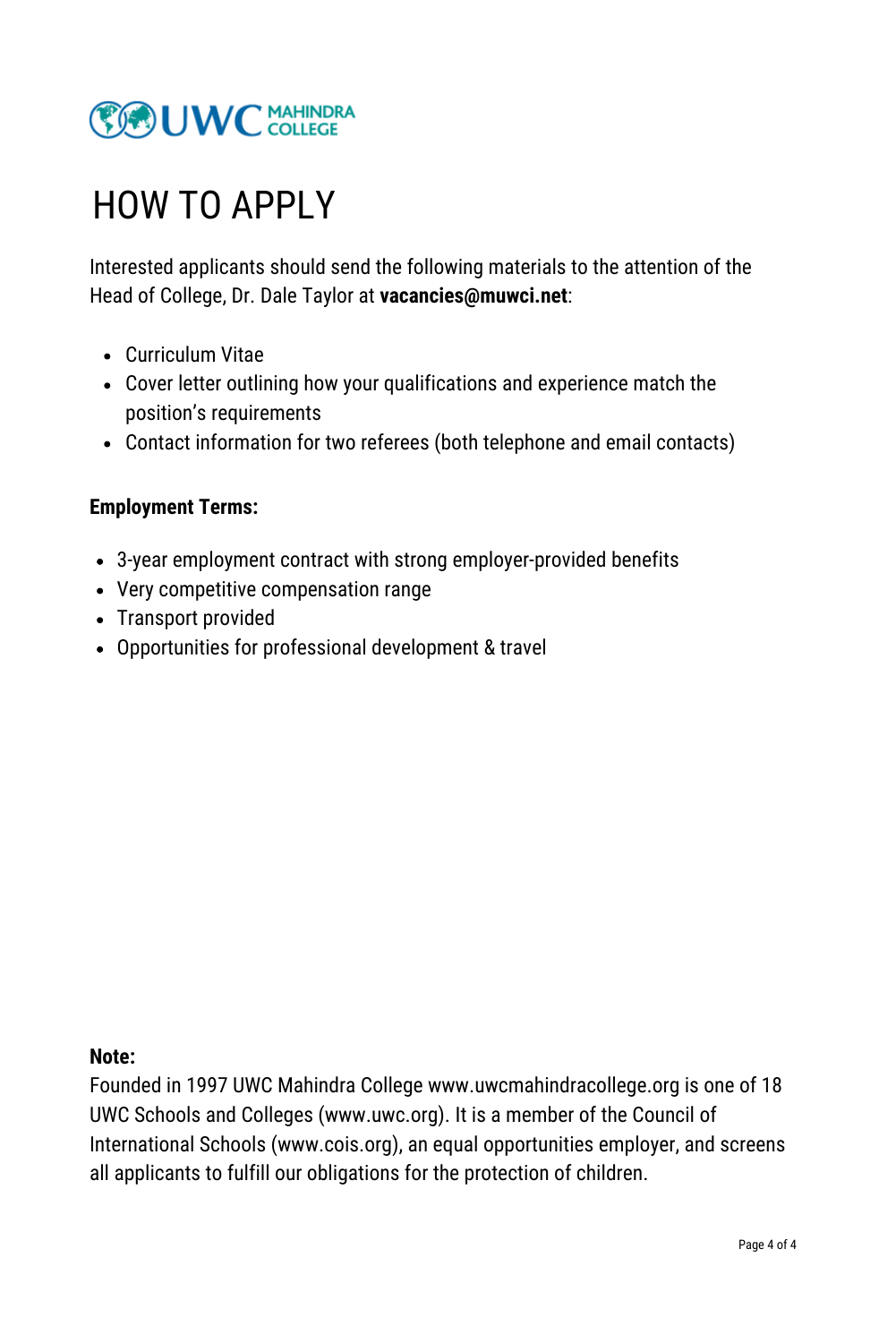UWC MAHINDRA COLLEGE

# HOW TO APPLY

Interested applicants should send the following materials to the attention of the Head of College, Dr. Dale Taylor at **vacancies@muwci.net**:

- Curriculum Vitae
- Cover letter outlining how your qualifications and experience match the position's requirements
- Contact information for two referees (both telephone and email contacts)

**Employment Terms:**

- 3-year employment contract with strong employer-provided benefits
- Very competitive compensation range
- Transport provided
- Opportunities for professional development & travel

**Note:**
Founded in 1997 UWC Mahindra College www.uwcmahindracollege.org is one of 18 UWC Schools and Colleges (www.uwc.org). It is a member of the Council of International Schools (www.cois.org), an equal opportunities employer, and screens all applicants to fulfill our obligations for the protection of children.